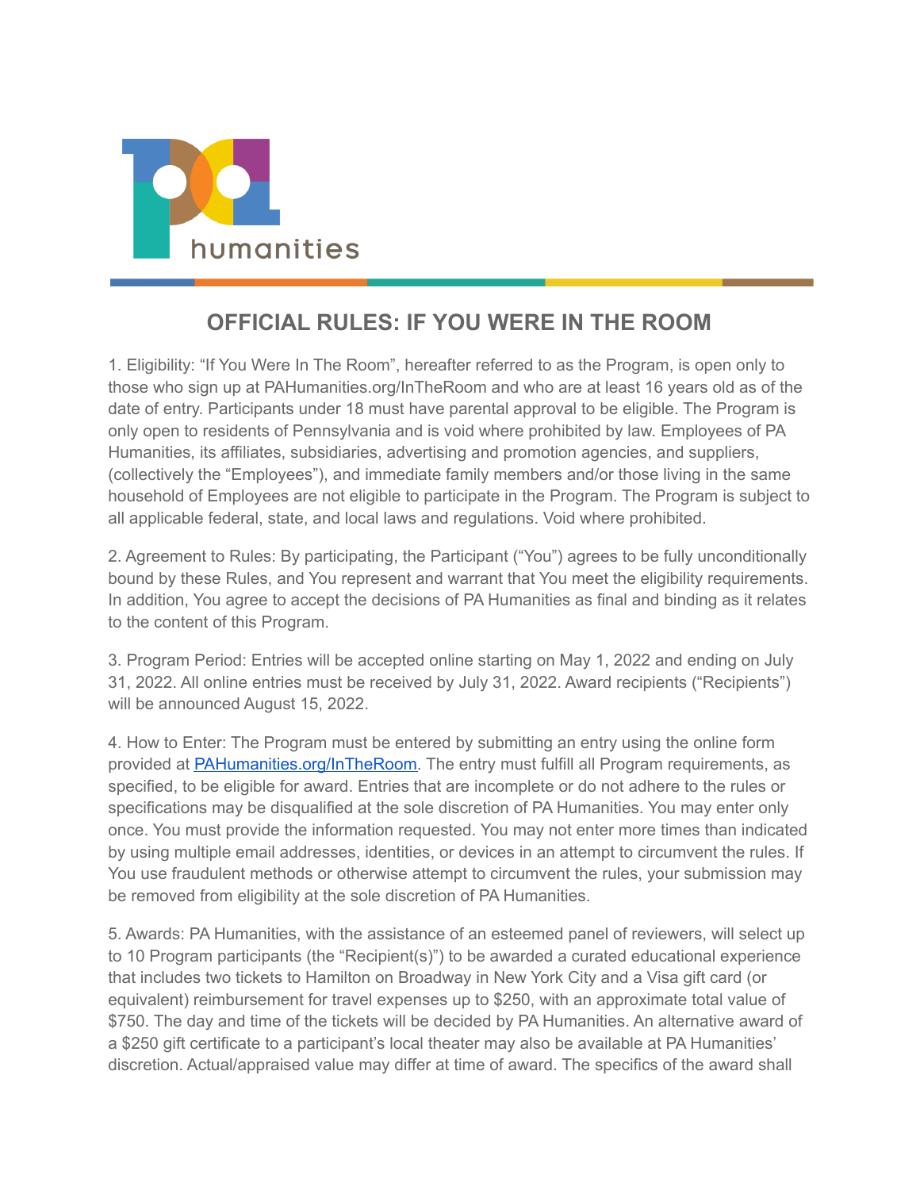# OFFICIAL RULES: IF YOU WERE IN THE ROOM

1. Eligibility: "If You Were In The Room", hereafter referred to as the Program, is open only to those who sign up at PAHumanities.org/InTheRoom and who are at least 16 years old as of the date of entry. Participants under 18 must have parental approval to be eligible. The Program is only open to residents of Pennsylvania and is void where prohibited by law. Employees of PA Humanities, its affiliates, subsidiaries, advertising and promotion agencies, and suppliers, (collectively the "Employees"), and immediate family members and/or those living in the same household of Employees are not eligible to participate in the Program. The Program is subject to all applicable federal, state, and local laws and regulations. Void where prohibited.

2. Agreement to Rules: By participating, the Participant ("You") agrees to be fully unconditionally bound by these Rules, and You represent and warrant that You meet the eligibility requirements. In addition, You agree to accept the decisions of PA Humanities as final and binding as it relates to the content of this Program.

3. Program Period: Entries will be accepted online starting on May 1, 2022 and ending on July 31, 2022. All online entries must be received by July 31, 2022. Award recipients ("Recipients") will be announced August 15, 2022.

4. How to Enter: The Program must be entered by submitting an entry using the online form provided at [PAHumanities.org/InTheRoom](PAHumanities.org/InTheRoom). The entry must fulfill all Program requirements, as specified, to be eligible for award. Entries that are incomplete or do not adhere to the rules or specifications may be disqualified at the sole discretion of PA Humanities. You may enter only once. You must provide the information requested. You may not enter more times than indicated by using multiple email addresses, identities, or devices in an attempt to circumvent the rules. If You use fraudulent methods or otherwise attempt to circumvent the rules, your submission may be removed from eligibility at the sole discretion of PA Humanities.

5. Awards: PA Humanities, with the assistance of an esteemed panel of reviewers, will select up to 10 Program participants (the "Recipient(s)") to be awarded a curated educational experience that includes two tickets to Hamilton on Broadway in New York City and a Visa gift card (or equivalent) reimbursement for travel expenses up to $250, with an approximate total value of $750. The day and time of the tickets will be decided by PA Humanities. An alternative award of a $250 gift certificate to a participant's local theater may also be available at PA Humanities' discretion. Actual/appraised value may differ at time of award. The specifics of the award shall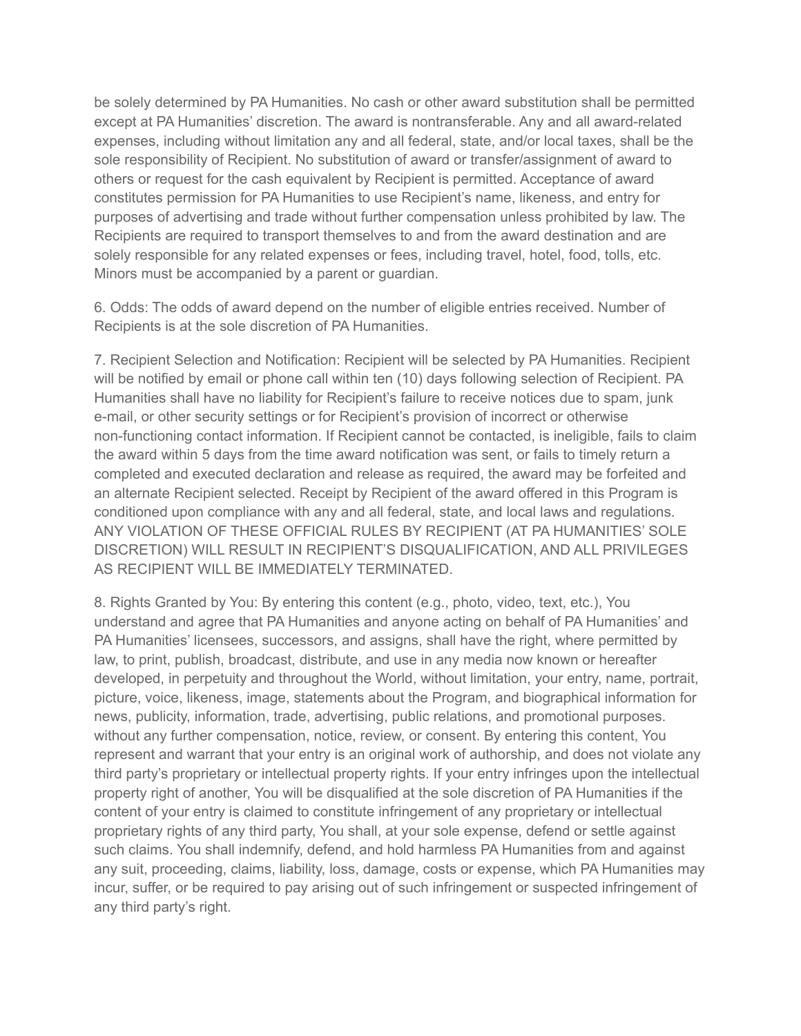be solely determined by PA Humanities. No cash or other award substitution shall be permitted except at PA Humanities' discretion. The award is nontransferable. Any and all award-related expenses, including without limitation any and all federal, state, and/or local taxes, shall be the sole responsibility of Recipient. No substitution of award or transfer/assignment of award to others or request for the cash equivalent by Recipient is permitted. Acceptance of award constitutes permission for PA Humanities to use Recipient's name, likeness, and entry for purposes of advertising and trade without further compensation unless prohibited by law. The Recipients are required to transport themselves to and from the award destination and are solely responsible for any related expenses or fees, including travel, hotel, food, tolls, etc. Minors must be accompanied by a parent or guardian.

6. Odds: The odds of award depend on the number of eligible entries received. Number of Recipients is at the sole discretion of PA Humanities.

7. Recipient Selection and Notification: Recipient will be selected by PA Humanities. Recipient will be notified by email or phone call within ten (10) days following selection of Recipient. PA Humanities shall have no liability for Recipient's failure to receive notices due to spam, junk e-mail, or other security settings or for Recipient's provision of incorrect or otherwise non-functioning contact information. If Recipient cannot be contacted, is ineligible, fails to claim the award within 5 days from the time award notification was sent, or fails to timely return a completed and executed declaration and release as required, the award may be forfeited and an alternate Recipient selected. Receipt by Recipient of the award offered in this Program is conditioned upon compliance with any and all federal, state, and local laws and regulations. ANY VIOLATION OF THESE OFFICIAL RULES BY RECIPIENT (AT PA HUMANITIES' SOLE DISCRETION) WILL RESULT IN RECIPIENT'S DISQUALIFICATION, AND ALL PRIVILEGES AS RECIPIENT WILL BE IMMEDIATELY TERMINATED.

8. Rights Granted by You: By entering this content (e.g., photo, video, text, etc.), You understand and agree that PA Humanities and anyone acting on behalf of PA Humanities' and PA Humanities' licensees, successors, and assigns, shall have the right, where permitted by law, to print, publish, broadcast, distribute, and use in any media now known or hereafter developed, in perpetuity and throughout the World, without limitation, your entry, name, portrait, picture, voice, likeness, image, statements about the Program, and biographical information for news, publicity, information, trade, advertising, public relations, and promotional purposes. without any further compensation, notice, review, or consent. By entering this content, You represent and warrant that your entry is an original work of authorship, and does not violate any third party's proprietary or intellectual property rights. If your entry infringes upon the intellectual property right of another, You will be disqualified at the sole discretion of PA Humanities if the content of your entry is claimed to constitute infringement of any proprietary or intellectual proprietary rights of any third party, You shall, at your sole expense, defend or settle against such claims. You shall indemnify, defend, and hold harmless PA Humanities from and against any suit, proceeding, claims, liability, loss, damage, costs or expense, which PA Humanities may incur, suffer, or be required to pay arising out of such infringement or suspected infringement of any third party's right.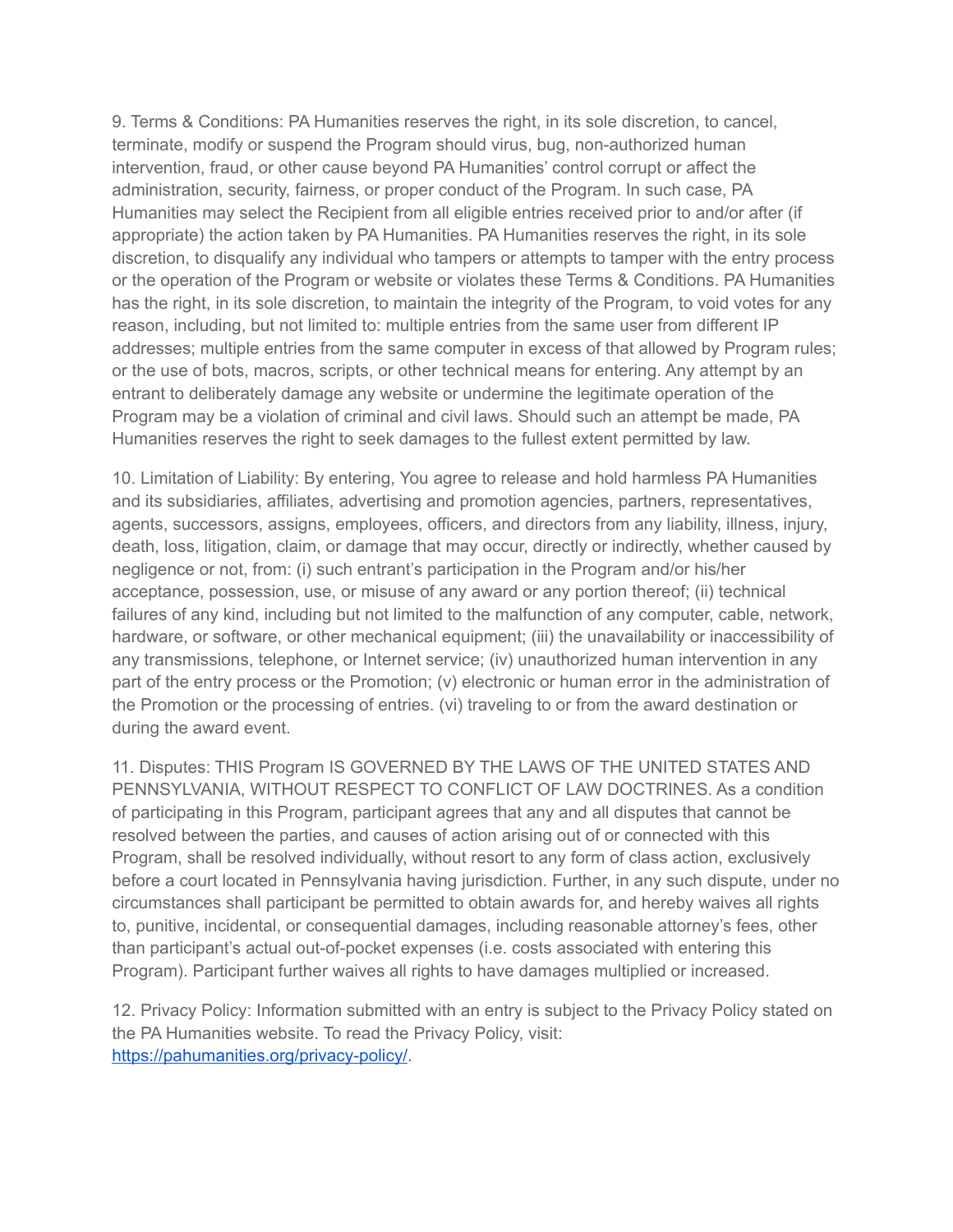9. Terms & Conditions: PA Humanities reserves the right, in its sole discretion, to cancel, terminate, modify or suspend the Program should virus, bug, non-authorized human intervention, fraud, or other cause beyond PA Humanities' control corrupt or affect the administration, security, fairness, or proper conduct of the Program. In such case, PA Humanities may select the Recipient from all eligible entries received prior to and/or after (if appropriate) the action taken by PA Humanities. PA Humanities reserves the right, in its sole discretion, to disqualify any individual who tampers or attempts to tamper with the entry process or the operation of the Program or website or violates these Terms & Conditions. PA Humanities has the right, in its sole discretion, to maintain the integrity of the Program, to void votes for any reason, including, but not limited to: multiple entries from the same user from different IP addresses; multiple entries from the same computer in excess of that allowed by Program rules; or the use of bots, macros, scripts, or other technical means for entering. Any attempt by an entrant to deliberately damage any website or undermine the legitimate operation of the Program may be a violation of criminal and civil laws. Should such an attempt be made, PA Humanities reserves the right to seek damages to the fullest extent permitted by law.

10. Limitation of Liability: By entering, You agree to release and hold harmless PA Humanities and its subsidiaries, affiliates, advertising and promotion agencies, partners, representatives, agents, successors, assigns, employees, officers, and directors from any liability, illness, injury, death, loss, litigation, claim, or damage that may occur, directly or indirectly, whether caused by negligence or not, from: (i) such entrant's participation in the Program and/or his/her acceptance, possession, use, or misuse of any award or any portion thereof; (ii) technical failures of any kind, including but not limited to the malfunction of any computer, cable, network, hardware, or software, or other mechanical equipment; (iii) the unavailability or inaccessibility of any transmissions, telephone, or Internet service; (iv) unauthorized human intervention in any part of the entry process or the Promotion; (v) electronic or human error in the administration of the Promotion or the processing of entries. (vi) traveling to or from the award destination or during the award event.

11. Disputes: THIS Program IS GOVERNED BY THE LAWS OF THE UNITED STATES AND PENNSYLVANIA, WITHOUT RESPECT TO CONFLICT OF LAW DOCTRINES. As a condition of participating in this Program, participant agrees that any and all disputes that cannot be resolved between the parties, and causes of action arising out of or connected with this Program, shall be resolved individually, without resort to any form of class action, exclusively before a court located in Pennsylvania having jurisdiction. Further, in any such dispute, under no circumstances shall participant be permitted to obtain awards for, and hereby waives all rights to, punitive, incidental, or consequential damages, including reasonable attorney's fees, other than participant's actual out-of-pocket expenses (i.e. costs associated with entering this Program). Participant further waives all rights to have damages multiplied or increased.

12. Privacy Policy: Information submitted with an entry is subject to the Privacy Policy stated on the PA Humanities website. To read the Privacy Policy, visit: [https://pahumanities.org/privacy-policy/](https://pahumanities.org/privacy-policy/).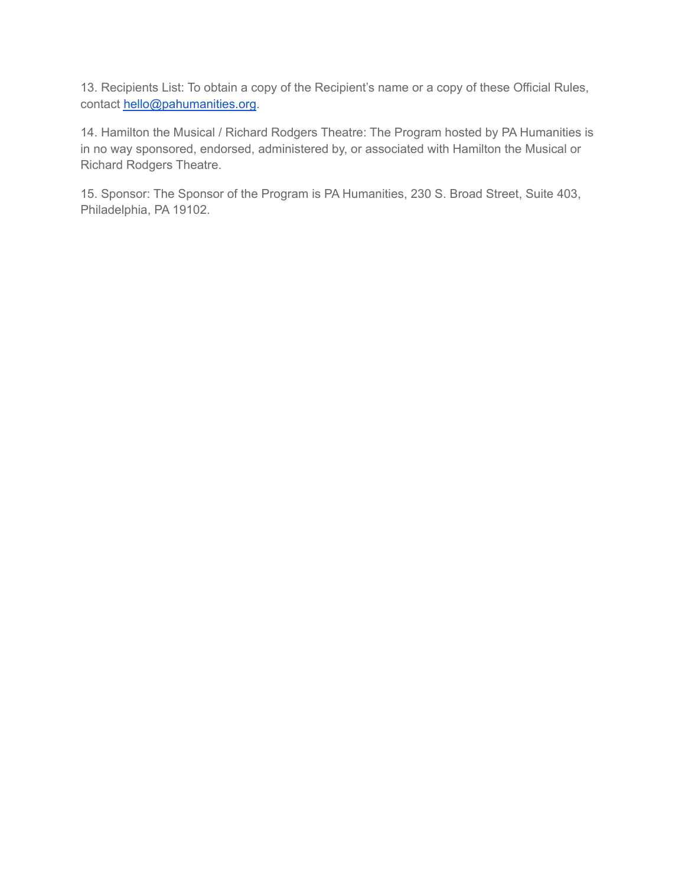13. Recipients List: To obtain a copy of the Recipient's name or a copy of these Official Rules, contact [hello@pahumanities.org](mailto:hello@pahumanities.org).

14. Hamilton the Musical / Richard Rodgers Theatre: The Program hosted by PA Humanities is in no way sponsored, endorsed, administered by, or associated with Hamilton the Musical or Richard Rodgers Theatre.

15. Sponsor: The Sponsor of the Program is PA Humanities, 230 S. Broad Street, Suite 403, Philadelphia, PA 19102.